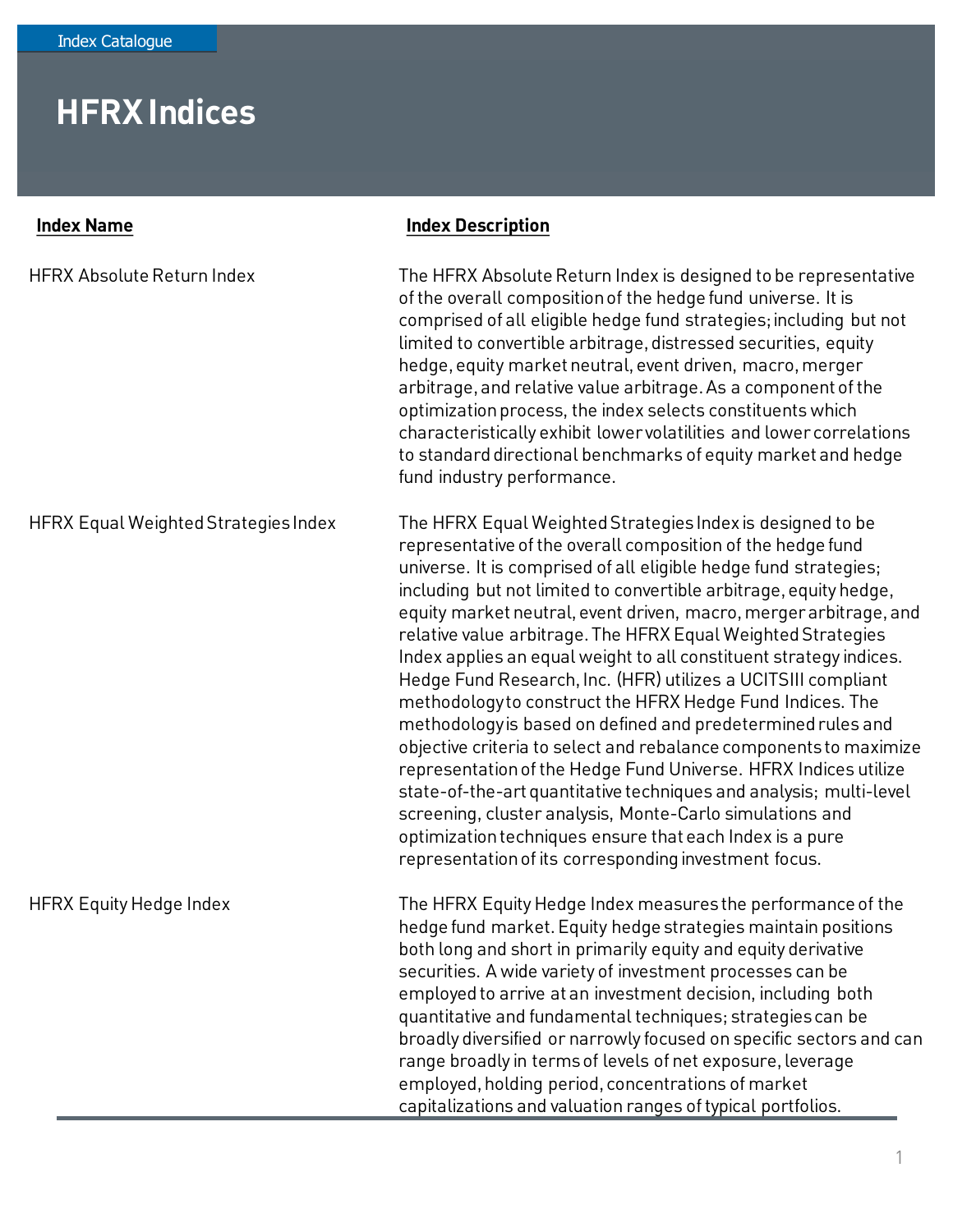Index Catalogue

# HFRX Indices

| Index Name | Index Description |
| --- | --- |
| HFRX Absolute Return Index | The HFRX Absolute Return Index is designed to be representative of the overall composition of the hedge fund universe. It is comprised of all eligible hedge fund strategies; including but not limited to convertible arbitrage, distressed securities, equity hedge, equity market neutral, event driven, macro, merger arbitrage, and relative value arbitrage. As a component of the optimization process, the index selects constituents which characteristically exhibit lower volatilities and lower correlations to standard directional benchmarks of equity market and hedge fund industry performance. |
| HFRX Equal Weighted Strategies Index | The HFRX Equal Weighted Strategies Index is designed to be representative of the overall composition of the hedge fund universe. It is comprised of all eligible hedge fund strategies; including but not limited to convertible arbitrage, equity hedge, equity market neutral, event driven, macro, merger arbitrage, and relative value arbitrage. The HFRX Equal Weighted Strategies Index applies an equal weight to all constituent strategy indices. Hedge Fund Research, Inc. (HFR) utilizes a UCITSIII compliant methodology to construct the HFRX Hedge Fund Indices. The methodology is based on defined and predetermined rules and objective criteria to select and rebalance components to maximize representation of the Hedge Fund Universe. HFRX Indices utilize state-of-the-art quantitative techniques and analysis; multi-level screening, cluster analysis, Monte-Carlo simulations and optimization techniques ensure that each Index is a pure representation of its corresponding investment focus. |
| HFRX Equity Hedge Index | The HFRX Equity Hedge Index measures the performance of the hedge fund market. Equity hedge strategies maintain positions both long and short in primarily equity and equity derivative securities. A wide variety of investment processes can be employed to arrive at an investment decision, including both quantitative and fundamental techniques; strategies can be broadly diversified or narrowly focused on specific sectors and can range broadly in terms of levels of net exposure, leverage employed, holding period, concentrations of market capitalizations and valuation ranges of typical portfolios. |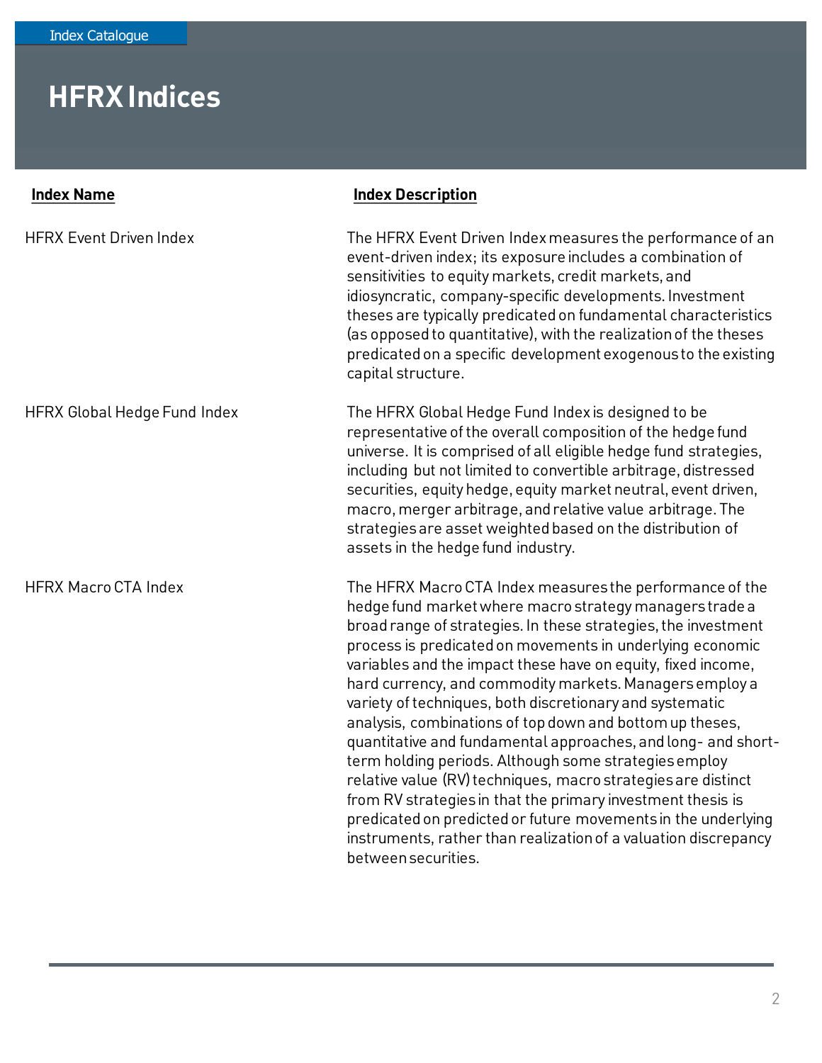# HFRX Indices

| Index Name | Index Description |
| --- | --- |
| HFRX Event Driven Index | The HFRX Event Driven Index measures the performance of an event-driven index; its exposure includes a combination of sensitivities to equity markets, credit markets, and idiosyncratic, company-specific developments. Investment theses are typically predicated on fundamental characteristics (as opposed to quantitative), with the realization of the theses predicated on a specific development exogenous to the existing capital structure. |
| HFRX Global Hedge Fund Index | The HFRX Global Hedge Fund Index is designed to be representative of the overall composition of the hedge fund universe. It is comprised of all eligible hedge fund strategies, including but not limited to convertible arbitrage, distressed securities, equity hedge, equity market neutral, event driven, macro, merger arbitrage, and relative value arbitrage. The strategies are asset weighted based on the distribution of assets in the hedge fund industry. |
| HFRX Macro CTA Index | The HFRX Macro CTA Index measures the performance of the hedge fund market where macro strategy managers trade a broad range of strategies. In these strategies, the investment process is predicated on movements in underlying economic variables and the impact these have on equity, fixed income, hard currency, and commodity markets. Managers employ a variety of techniques, both discretionary and systematic analysis, combinations of top down and bottom up theses, quantitative and fundamental approaches, and long- and short-term holding periods. Although some strategies employ relative value (RV) techniques, macro strategies are distinct from RV strategies in that the primary investment thesis is predicated on predicted or future movements in the underlying instruments, rather than realization of a valuation discrepancy between securities. |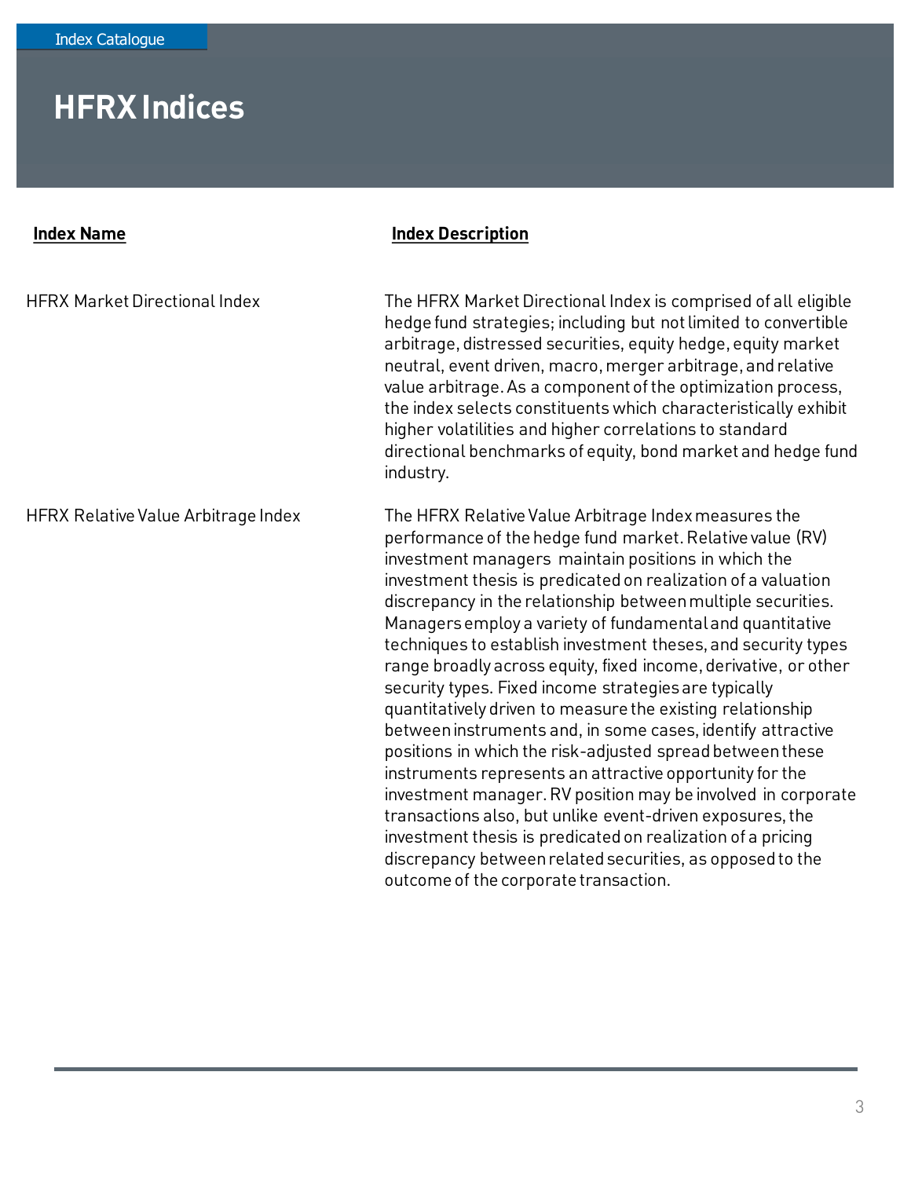# HFRX Indices

| Index Name | Index Description |
| --- | --- |
| HFRX Market Directional Index | The HFRX Market Directional Index is comprised of all eligible hedge fund strategies; including but not limited to convertible arbitrage, distressed securities, equity hedge, equity market neutral, event driven, macro, merger arbitrage, and relative value arbitrage. As a component of the optimization process, the index selects constituents which characteristically exhibit higher volatilities and higher correlations to standard directional benchmarks of equity, bond market and hedge fund industry. |
| HFRX Relative Value Arbitrage Index | The HFRX Relative Value Arbitrage Index measures the performance of the hedge fund market. Relative value (RV) investment managers maintain positions in which the investment thesis is predicated on realization of a valuation discrepancy in the relationship between multiple securities. Managers employ a variety of fundamental and quantitative techniques to establish investment theses, and security types range broadly across equity, fixed income, derivative, or other security types. Fixed income strategies are typically quantitatively driven to measure the existing relationship between instruments and, in some cases, identify attractive positions in which the risk-adjusted spread between these instruments represents an attractive opportunity for the investment manager. RV position may be involved in corporate transactions also, but unlike event-driven exposures, the investment thesis is predicated on realization of a pricing discrepancy between related securities, as opposed to the outcome of the corporate transaction. |